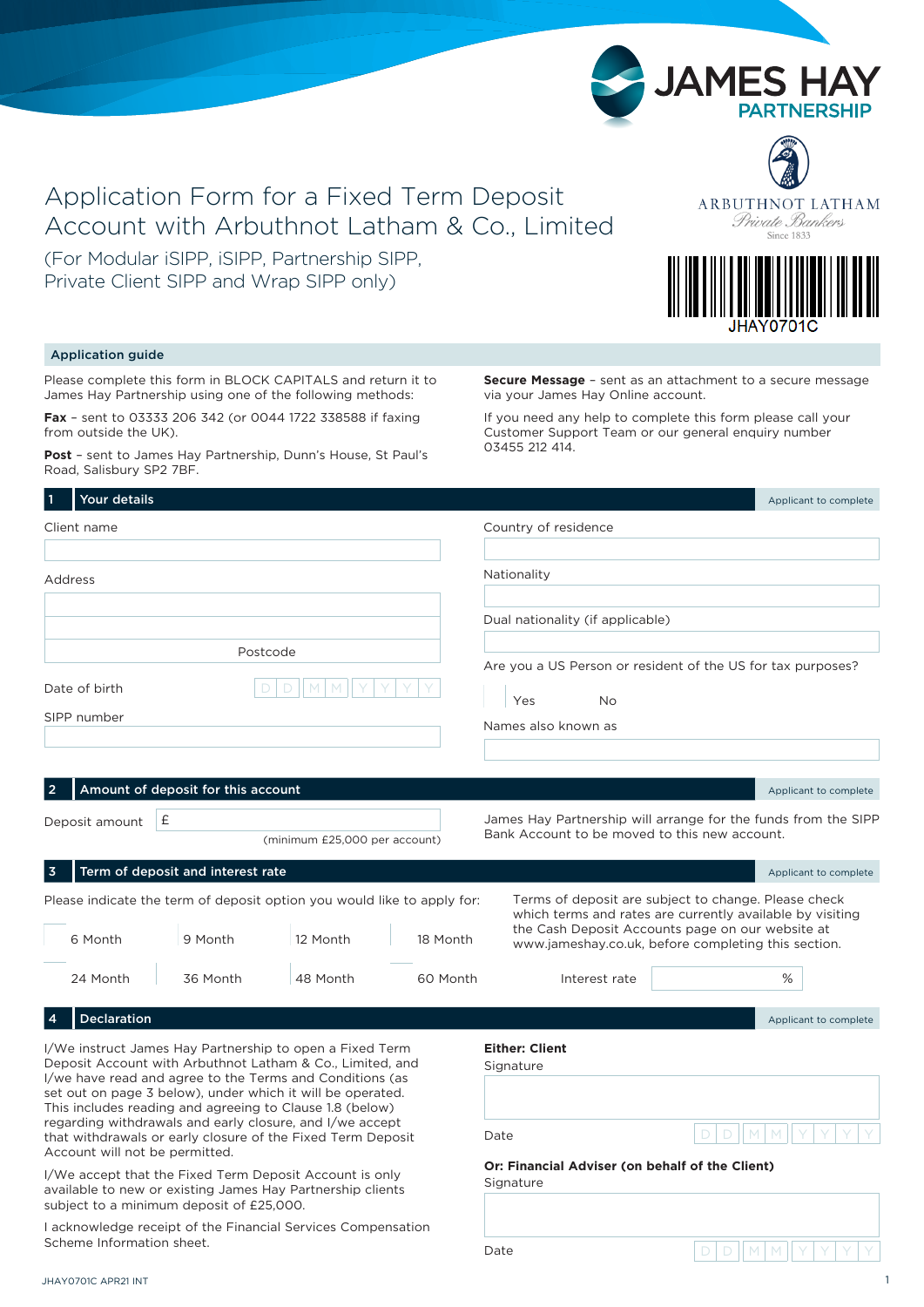# Application Form for a Fixed Term Deposit Account with Arbuthnot Latham & Co., Limited

(For Modular iSIPP, iSIPP, Partnership SIPP, Private Client SIPP and Wrap SIPP only)

JAMES HAY PARTNERSHIP

ARBUTHNOT LATHAM Private Bankers Since 1833

JHAY0701C

## Application guide

Please complete this form in BLOCK CAPITALS and return it to James Hay Partnership using one of the following methods:

**Fax** – sent to 03333 206 342 (or 0044 1722 338588 if faxing from outside the UK).

**Post** – sent to James Hay Partnership, Dunn's House, St Paul's Road, Salisbury SP2 7BF.

**Secure Message** – sent as an attachment to a secure message via your James Hay Online account.

If you need any help to complete this form please call your Customer Support Team or our general enquiry number 03455 212 414.

## 1 Your details

Applicant to complete

Client name

Address

Postcode

Date of birth D D M M Y Y Y Y

SIPP number

Country of residence

Nationality

Dual nationality (if applicable)

Are you a US Person or resident of the US for tax purposes?

Yes No

Names also known as

## 2 Amount of deposit for this account

Applicant to complete

Deposit amount £

(minimum £25,000 per account)

James Hay Partnership will arrange for the funds from the SIPP Bank Account to be moved to this new account.

## 3 Term of deposit and interest rate

Applicant to complete

Please indicate the term of deposit option you would like to apply for:

6 Month  9 Month  12 Month  18 Month

24 Month  36 Month  48 Month  60 Month

Terms of deposit are subject to change. Please check which terms and rates are currently available by visiting the Cash Deposit Accounts page on our website at www.jameshay.co.uk, before completing this section.

Interest rate %

## 4 Declaration

Applicant to complete

I/We instruct James Hay Partnership to open a Fixed Term Deposit Account with Arbuthnot Latham & Co., Limited, and I/we have read and agree to the Terms and Conditions (as set out on page 3 below), under which it will be operated. This includes reading and agreeing to Clause 1.8 (below) regarding withdrawals and early closure, and I/we accept that withdrawals or early closure of the Fixed Term Deposit Account will not be permitted.

I/We accept that the Fixed Term Deposit Account is only available to new or existing James Hay Partnership clients subject to a minimum deposit of £25,000.

I acknowledge receipt of the Financial Services Compensation Scheme Information sheet.

**Either: Client**

Signature

Date D D M M Y Y Y Y

**Or: Financial Adviser (on behalf of the Client)**

Signature

Date D D M M Y Y Y Y

JHAY0701C APR21 INT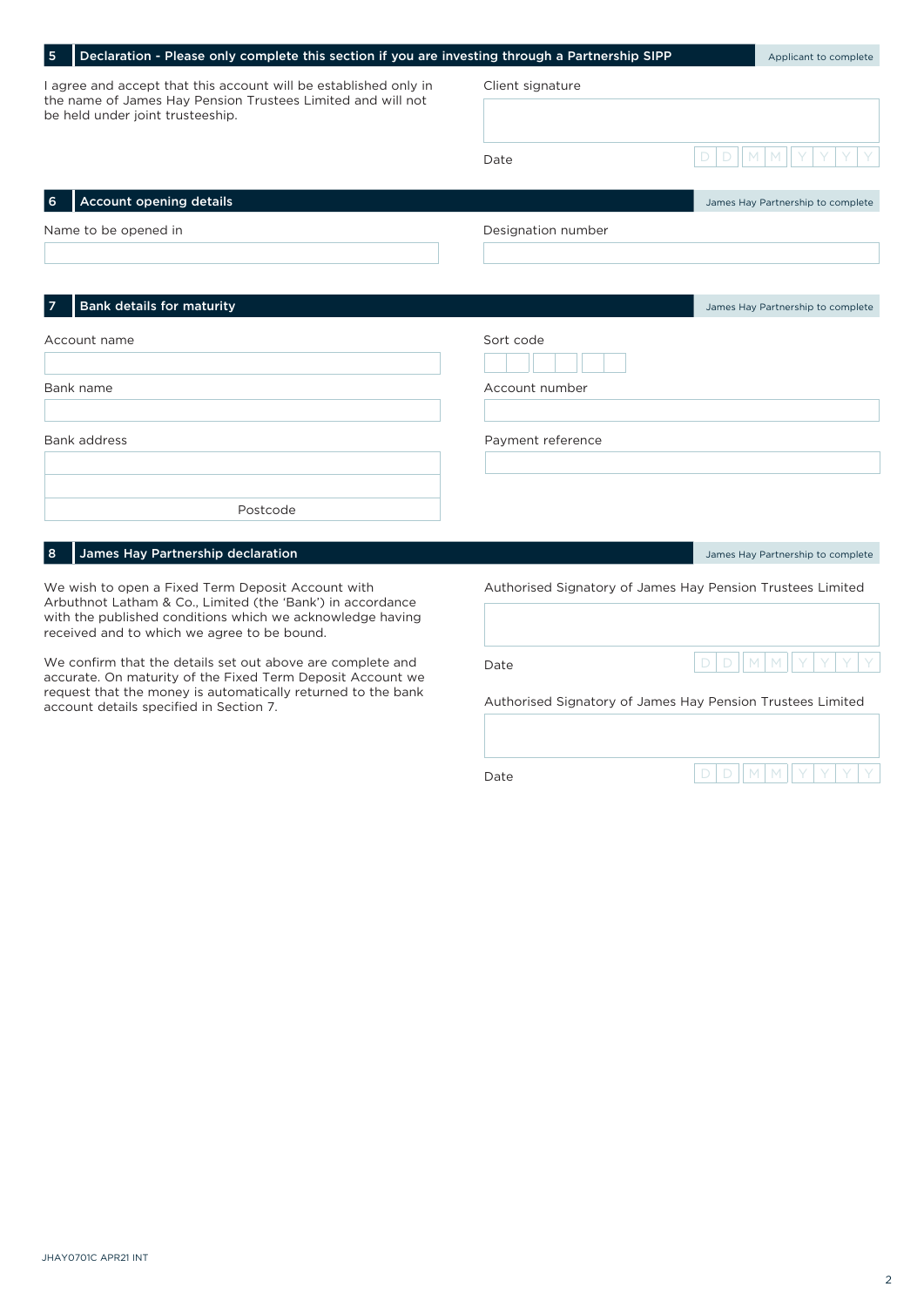## 5 Declaration - Please only complete this section if you are investing through a Partnership SIPP

Applicant to complete

I agree and accept that this account will be established only in the name of James Hay Pension Trustees Limited and will not be held under joint trusteeship.

Client signature

Date D D M M Y Y Y Y

## 6 Account opening details

James Hay Partnership to complete

Name to be opened in

Designation number

## 7 Bank details for maturity

James Hay Partnership to complete

Account name

Sort code

Bank name

Account number

Bank address

Payment reference

Postcode

## 8 James Hay Partnership declaration

James Hay Partnership to complete

We wish to open a Fixed Term Deposit Account with Arbuthnot Latham & Co., Limited (the 'Bank') in accordance with the published conditions which we acknowledge having received and to which we agree to be bound.

We confirm that the details set out above are complete and accurate. On maturity of the Fixed Term Deposit Account we request that the money is automatically returned to the bank account details specified in Section 7.

Authorised Signatory of James Hay Pension Trustees Limited

Date D D M M Y Y Y Y

Authorised Signatory of James Hay Pension Trustees Limited

Date D D M M Y Y Y Y

JHAY0701C APR21 INT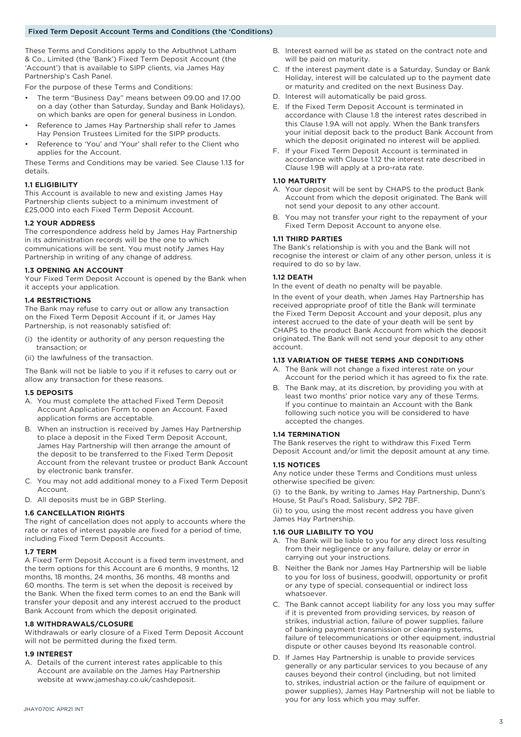## Fixed Term Deposit Account Terms and Conditions (the 'Conditions)

These Terms and Conditions apply to the Arbuthnot Latham & Co., Limited (the 'Bank') Fixed Term Deposit Account (the 'Account') that is available to SIPP clients, via James Hay Partnership's Cash Panel.

For the purpose of these Terms and Conditions:

- The term "Business Day" means between 09.00 and 17.00 on a day (other than Saturday, Sunday and Bank Holidays), on which banks are open for general business in London.
- Reference to James Hay Partnership shall refer to James Hay Pension Trustees Limited for the SIPP products.
- Reference to 'You' and 'Your' shall refer to the Client who applies for the Account.

These Terms and Conditions may be varied. See Clause 1.13 for details.

### 1.1 ELIGIBILITY

This Account is available to new and existing James Hay Partnership clients subject to a minimum investment of £25,000 into each Fixed Term Deposit Account.

### 1.2 YOUR ADDRESS

The correspondence address held by James Hay Partnership in its administration records will be the one to which communications will be sent. You must notify James Hay Partnership in writing of any change of address.

### 1.3 OPENING AN ACCOUNT

Your Fixed Term Deposit Account is opened by the Bank when it accepts your application.

### 1.4 RESTRICTIONS

The Bank may refuse to carry out or allow any transaction on the Fixed Term Deposit Account if it, or James Hay Partnership, is not reasonably satisfied of:

(i) the identity or authority of any person requesting the transaction; or

(ii) the lawfulness of the transaction.

The Bank will not be liable to you if it refuses to carry out or allow any transaction for these reasons.

### 1.5 DEPOSITS

A. You must complete the attached Fixed Term Deposit Account Application Form to open an Account. Faxed application forms are acceptable.

B. When an instruction is received by James Hay Partnership to place a deposit in the Fixed Term Deposit Account, James Hay Partnership will then arrange the amount of the deposit to be transferred to the Fixed Term Deposit Account from the relevant trustee or product Bank Account by electronic bank transfer.

C. You may not add additional money to a Fixed Term Deposit Account.

D. All deposits must be in GBP Sterling.

### 1.6 CANCELLATION RIGHTS

The right of cancellation does not apply to accounts where the rate or rates of interest payable are fixed for a period of time, including Fixed Term Deposit Accounts.

### 1.7 TERM

A Fixed Term Deposit Account is a fixed term investment, and the term options for this Account are 6 months, 9 months, 12 months, 18 months, 24 months, 36 months, 48 months and 60 months. The term is set when the deposit is received by the Bank. When the fixed term comes to an end the Bank will transfer your deposit and any interest accrued to the product Bank Account from which the deposit originated.

### 1.8 WITHDRAWALS/CLOSURE

Withdrawals or early closure of a Fixed Term Deposit Account will not be permitted during the fixed term.

### 1.9 INTEREST

A. Details of the current interest rates applicable to this Account are available on the James Hay Partnership website at www.jameshay.co.uk/cashdeposit.

B. Interest earned will be as stated on the contract note and will be paid on maturity.

C. If the interest payment date is a Saturday, Sunday or Bank Holiday, interest will be calculated up to the payment date or maturity and credited on the next Business Day.

D. Interest will automatically be paid gross.

E. If the Fixed Term Deposit Account is terminated in accordance with Clause 1.8 the interest rates described in this Clause 1.9A will not apply. When the Bank transfers your initial deposit back to the product Bank Account from which the deposit originated no interest will be applied.

F. If your Fixed Term Deposit Account is terminated in accordance with Clause 1.12 the interest rate described in Clause 1.9B will apply at a pro-rata rate.

### 1.10 MATURITY

A. Your deposit will be sent by CHAPS to the product Bank Account from which the deposit originated. The Bank will not send your deposit to any other account.

B. You may not transfer your right to the repayment of your Fixed Term Deposit Account to anyone else.

### 1.11 THIRD PARTIES

The Bank's relationship is with you and the Bank will not recognise the interest or claim of any other person, unless it is required to do so by law.

### 1.12 DEATH

In the event of death no penalty will be payable.

In the event of your death, when James Hay Partnership has received appropriate proof of title the Bank will terminate the Fixed Term Deposit Account and your deposit, plus any interest accrued to the date of your death will be sent by CHAPS to the product Bank Account from which the deposit originated. The Bank will not send your deposit to any other account.

### 1.13 VARIATION OF THESE TERMS AND CONDITIONS

A. The Bank will not change a fixed interest rate on your Account for the period which it has agreed to fix the rate.

B. The Bank may, at its discretion, by providing you with at least two months' prior notice vary any of these Terms. If you continue to maintain an Account with the Bank following such notice you will be considered to have accepted the changes.

### 1.14 TERMINATION

The Bank reserves the right to withdraw this Fixed Term Deposit Account and/or limit the deposit amount at any time.

### 1.15 NOTICES

Any notice under these Terms and Conditions must unless otherwise specified be given:

(i) to the Bank, by writing to James Hay Partnership, Dunn's House, St Paul's Road, Salisbury, SP2 7BF.

(ii) to you, using the most recent address you have given James Hay Partnership.

### 1.16 OUR LIABILITY TO YOU

A. The Bank will be liable to you for any direct loss resulting from their negligence or any failure, delay or error in carrying out your instructions.

B. Neither the Bank nor James Hay Partnership will be liable to you for loss of business, goodwill, opportunity or profit or any type of special, consequential or indirect loss whatsoever.

C. The Bank cannot accept liability for any loss you may suffer if it is prevented from providing services, by reason of strikes, industrial action, failure of power supplies, failure of banking payment transmission or clearing systems, failure of telecommunications or other equipment, industrial dispute or other causes beyond Its reasonable control.

D. If James Hay Partnership is unable to provide services generally or any particular services to you because of any causes beyond their control (including, but not limited to, strikes, industrial action or the failure of equipment or power supplies), James Hay Partnership will not be liable to you for any loss which you may suffer.

JHAY0701C APR21 INT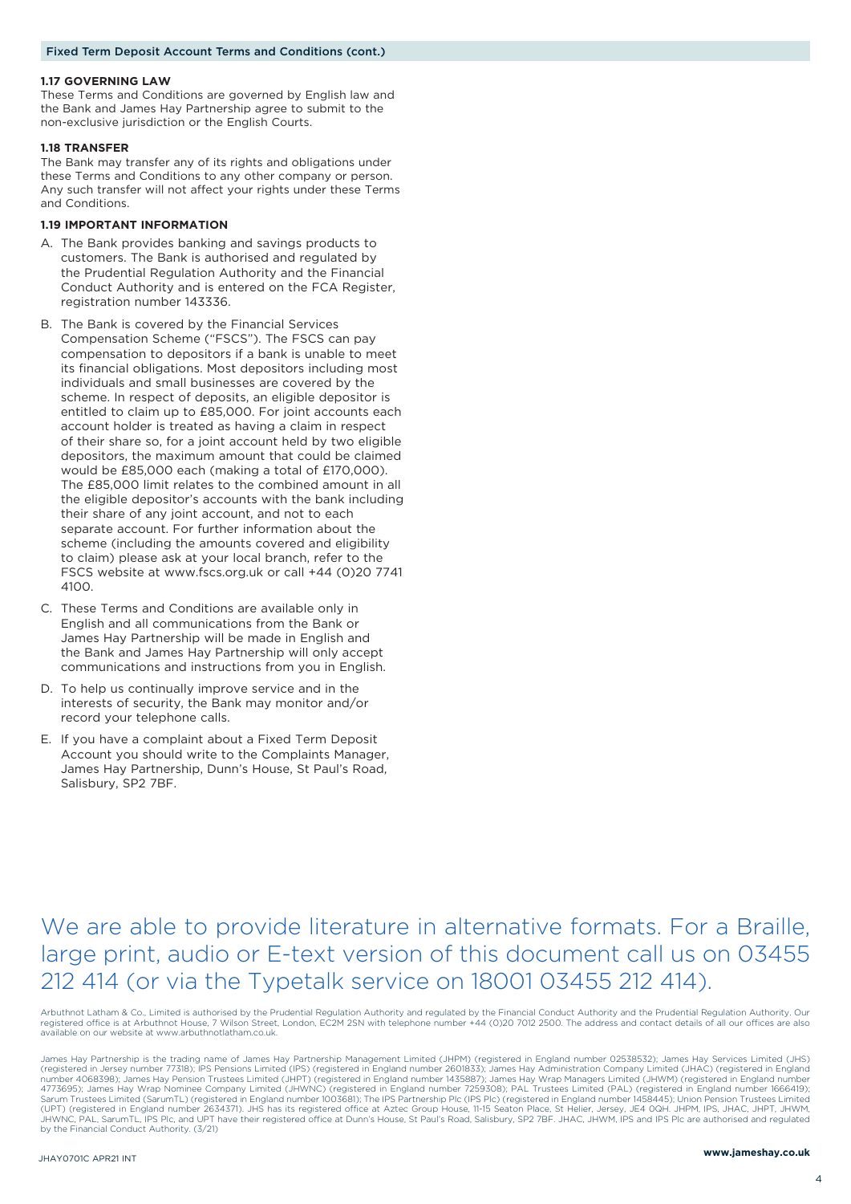## 1.17 GOVERNING LAW

These Terms and Conditions are governed by English law and the Bank and James Hay Partnership agree to submit to the non-exclusive jurisdiction or the English Courts.

## 1.18 TRANSFER

The Bank may transfer any of its rights and obligations under these Terms and Conditions to any other company or person. Any such transfer will not affect your rights under these Terms and Conditions.

## 1.19 IMPORTANT INFORMATION

A. The Bank provides banking and savings products to customers. The Bank is authorised and regulated by the Prudential Regulation Authority and the Financial Conduct Authority and is entered on the FCA Register, registration number 143336.

B. The Bank is covered by the Financial Services Compensation Scheme ("FSCS"). The FSCS can pay compensation to depositors if a bank is unable to meet its financial obligations. Most depositors including most individuals and small businesses are covered by the scheme. In respect of deposits, an eligible depositor is entitled to claim up to £85,000. For joint accounts each account holder is treated as having a claim in respect of their share so, for a joint account held by two eligible depositors, the maximum amount that could be claimed would be £85,000 each (making a total of £170,000). The £85,000 limit relates to the combined amount in all the eligible depositor's accounts with the bank including their share of any joint account, and not to each separate account. For further information about the scheme (including the amounts covered and eligibility to claim) please ask at your local branch, refer to the FSCS website at www.fscs.org.uk or call +44 (0)20 7741 4100.

C. These Terms and Conditions are available only in English and all communications from the Bank or James Hay Partnership will be made in English and the Bank and James Hay Partnership will only accept communications and instructions from you in English.

D. To help us continually improve service and in the interests of security, the Bank may monitor and/or record your telephone calls.

E. If you have a complaint about a Fixed Term Deposit Account you should write to the Complaints Manager, James Hay Partnership, Dunn's House, St Paul's Road, Salisbury, SP2 7BF.

We are able to provide literature in alternative formats. For a Braille, large print, audio or E-text version of this document call us on 03455 212 414 (or via the Typetalk service on 18001 03455 212 414).

Arbuthnot Latham & Co., Limited is authorised by the Prudential Regulation Authority and regulated by the Financial Conduct Authority and the Prudential Regulation Authority. Our registered office is at Arbuthnot House, 7 Wilson Street, London, EC2M 2SN with telephone number +44 (0)20 7012 2500. The address and contact details of all our offices are also available on our website at www.arbuthnotlatham.co.uk.

James Hay Partnership is the trading name of James Hay Partnership Management Limited (JHPM) (registered in England number 02538532); James Hay Services Limited (JHS) (registered in Jersey number 77318); IPS Pensions Limited (IPS) (registered in England number 2601833); James Hay Administration Company Limited (JHAC) (registered in England number 4068398); James Hay Pension Trustees Limited (JHPT) (registered in England number 1435887); James Hay Wrap Managers Limited (JHWM) (registered in England number 4773695); James Hay Wrap Nominee Company Limited (JHWNC) (registered in England number 7259308); PAL Trustees Limited (PAL) (registered in England number 1666419); Sarum Trustees Limited (SarumTL) (registered in England number 1003681); The IPS Partnership Plc (IPS Plc) (registered in England number 1458445); Union Pension Trustees Limited (UPT) (registered in England number 2634371). JHS has its registered office at Aztec Group House, 11-15 Seaton Place, St Helier, Jersey, JE4 0QH. JHPM, IPS, JHAC, JHPT, JHWM, JHWNC, PAL, SarumTL, IPS Plc, and UPT have their registered office at Dunn's House, St Paul's Road, Salisbury, SP2 7BF. JHAC, JHWM, IPS and IPS Plc are authorised and regulated by the Financial Conduct Authority. (3/21)

JHAY0701C APR21 INT

**www.jameshay.co.uk**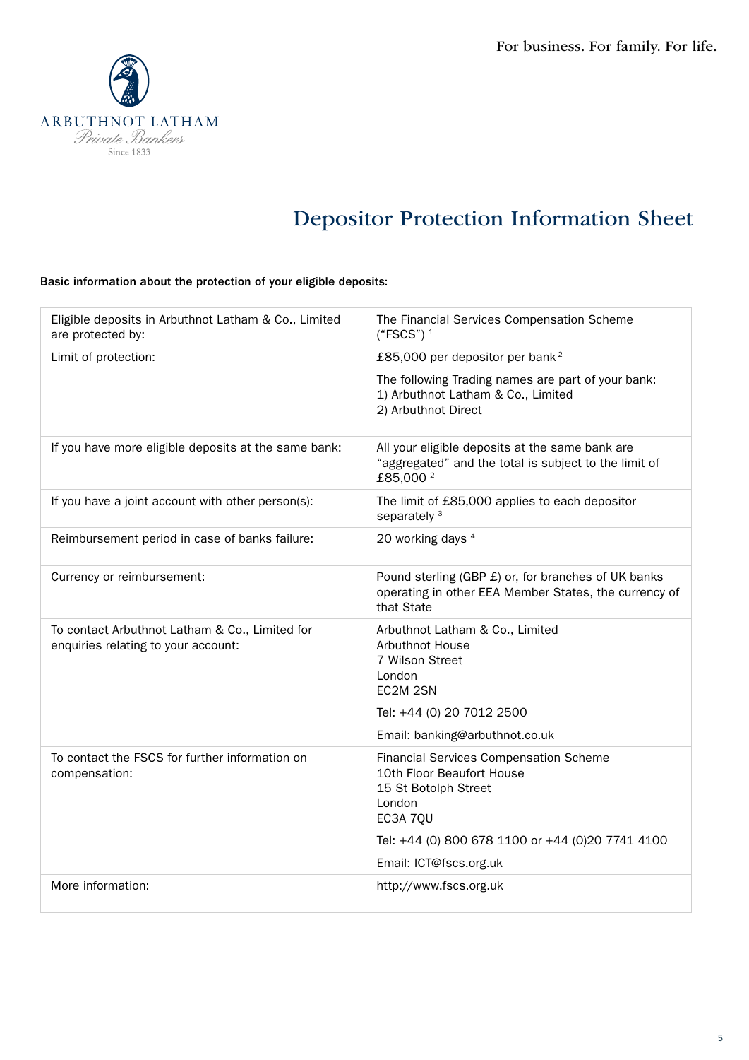ARBUTHNOT LATHAM
*Private Bankers*
Since 1833

For business. For family. For life.

# Depositor Protection Information Sheet

**Basic information about the protection of your eligible deposits:**

| | |
|---|---|
| Eligible deposits in Arbuthnot Latham & Co., Limited are protected by: | The Financial Services Compensation Scheme ("FSCS") [1] |
| Limit of protection: | £85,000 per depositor per bank [2]<br><br>The following Trading names are part of your bank:<br>1) Arbuthnot Latham & Co., Limited<br>2) Arbuthnot Direct |
| If you have more eligible deposits at the same bank: | All your eligible deposits at the same bank are "aggregated" and the total is subject to the limit of £85,000 [2] |
| If you have a joint account with other person(s): | The limit of £85,000 applies to each depositor separately [3] |
| Reimbursement period in case of banks failure: | 20 working days [4] |
| Currency or reimbursement: | Pound sterling (GBP £) or, for branches of UK banks operating in other EEA Member States, the currency of that State |
| To contact Arbuthnot Latham & Co., Limited for enquiries relating to your account: | Arbuthnot Latham & Co., Limited<br>Arbuthnot House<br>7 Wilson Street<br>London<br>EC2M 2SN<br><br>Tel: +44 (0) 20 7012 2500<br><br>Email: banking@arbuthnot.co.uk |
| To contact the FSCS for further information on compensation: | Financial Services Compensation Scheme<br>10th Floor Beaufort House<br>15 St Botolph Street<br>London<br>EC3A 7QU<br><br>Tel: +44 (0) 800 678 1100 or +44 (0)20 7741 4100<br><br>Email: ICT@fscs.org.uk |
| More information: | http://www.fscs.org.uk |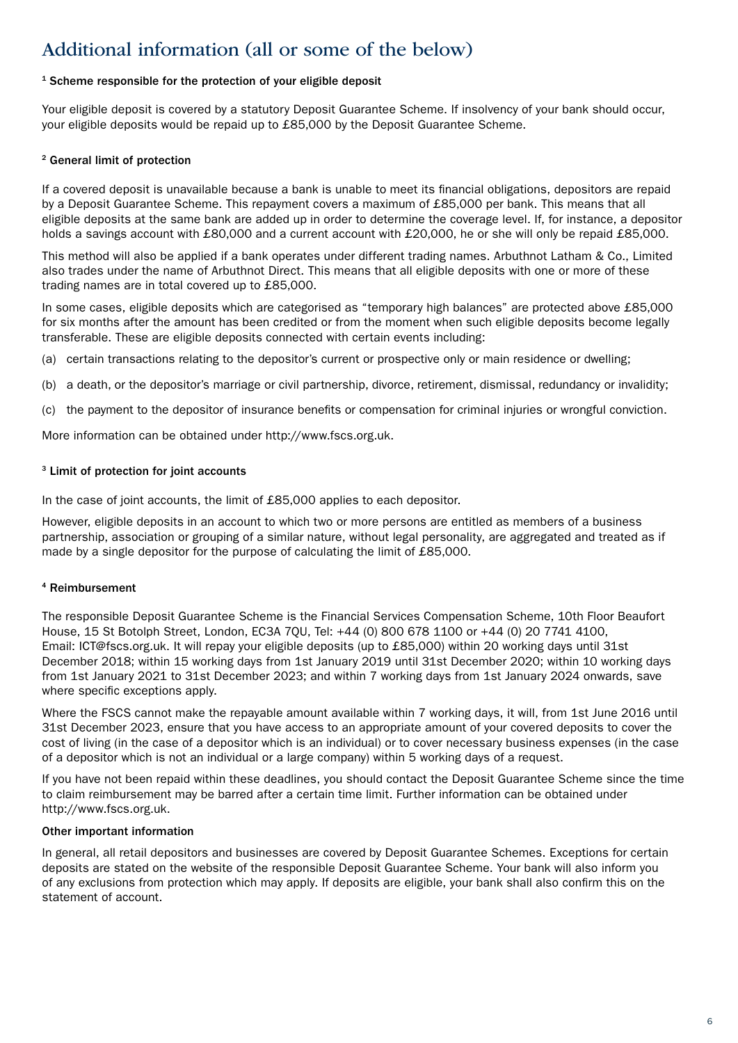# Additional information (all or some of the below)

**[1] Scheme responsible for the protection of your eligible deposit**

Your eligible deposit is covered by a statutory Deposit Guarantee Scheme. If insolvency of your bank should occur, your eligible deposits would be repaid up to £85,000 by the Deposit Guarantee Scheme.

**[2] General limit of protection**

If a covered deposit is unavailable because a bank is unable to meet its financial obligations, depositors are repaid by a Deposit Guarantee Scheme. This repayment covers a maximum of £85,000 per bank. This means that all eligible deposits at the same bank are added up in order to determine the coverage level. If, for instance, a depositor holds a savings account with £80,000 and a current account with £20,000, he or she will only be repaid £85,000.

This method will also be applied if a bank operates under different trading names. Arbuthnot Latham & Co., Limited also trades under the name of Arbuthnot Direct. This means that all eligible deposits with one or more of these trading names are in total covered up to £85,000.

In some cases, eligible deposits which are categorised as "temporary high balances" are protected above £85,000 for six months after the amount has been credited or from the moment when such eligible deposits become legally transferable. These are eligible deposits connected with certain events including:

(a) certain transactions relating to the depositor's current or prospective only or main residence or dwelling;

(b) a death, or the depositor's marriage or civil partnership, divorce, retirement, dismissal, redundancy or invalidity;

(c) the payment to the depositor of insurance benefits or compensation for criminal injuries or wrongful conviction.

More information can be obtained under http://www.fscs.org.uk.

**[3] Limit of protection for joint accounts**

In the case of joint accounts, the limit of £85,000 applies to each depositor.

However, eligible deposits in an account to which two or more persons are entitled as members of a business partnership, association or grouping of a similar nature, without legal personality, are aggregated and treated as if made by a single depositor for the purpose of calculating the limit of £85,000.

**[4] Reimbursement**

The responsible Deposit Guarantee Scheme is the Financial Services Compensation Scheme, 10th Floor Beaufort House, 15 St Botolph Street, London, EC3A 7QU, Tel: +44 (0) 800 678 1100 or +44 (0) 20 7741 4100, Email: ICT@fscs.org.uk. It will repay your eligible deposits (up to £85,000) within 20 working days until 31st December 2018; within 15 working days from 1st January 2019 until 31st December 2020; within 10 working days from 1st January 2021 to 31st December 2023; and within 7 working days from 1st January 2024 onwards, save where specific exceptions apply.

Where the FSCS cannot make the repayable amount available within 7 working days, it will, from 1st June 2016 until 31st December 2023, ensure that you have access to an appropriate amount of your covered deposits to cover the cost of living (in the case of a depositor which is an individual) or to cover necessary business expenses (in the case of a depositor which is not an individual or a large company) within 5 working days of a request.

If you have not been repaid within these deadlines, you should contact the Deposit Guarantee Scheme since the time to claim reimbursement may be barred after a certain time limit. Further information can be obtained under http://www.fscs.org.uk.

**Other important information**

In general, all retail depositors and businesses are covered by Deposit Guarantee Schemes. Exceptions for certain deposits are stated on the website of the responsible Deposit Guarantee Scheme. Your bank will also inform you of any exclusions from protection which may apply. If deposits are eligible, your bank shall also confirm this on the statement of account.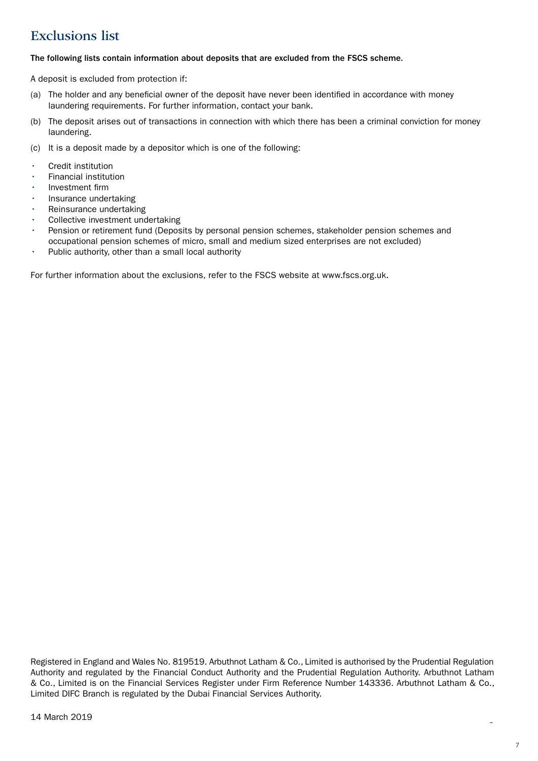# Exclusions list

**The following lists contain information about deposits that are excluded from the FSCS scheme.**

A deposit is excluded from protection if:

(a) The holder and any beneficial owner of the deposit have never been identified in accordance with money laundering requirements. For further information, contact your bank.

(b) The deposit arises out of transactions in connection with which there has been a criminal conviction for money laundering.

(c) It is a deposit made by a depositor which is one of the following:

- Credit institution
- Financial institution
- Investment firm
- Insurance undertaking
- Reinsurance undertaking
- Collective investment undertaking
- Pension or retirement fund (Deposits by personal pension schemes, stakeholder pension schemes and occupational pension schemes of micro, small and medium sized enterprises are not excluded)
- Public authority, other than a small local authority

For further information about the exclusions, refer to the FSCS website at www.fscs.org.uk.

Registered in England and Wales No. 819519. Arbuthnot Latham & Co., Limited is authorised by the Prudential Regulation Authority and regulated by the Financial Conduct Authority and the Prudential Regulation Authority. Arbuthnot Latham & Co., Limited is on the Financial Services Register under Firm Reference Number 143336. Arbuthnot Latham & Co., Limited DIFC Branch is regulated by the Dubai Financial Services Authority.

14 March 2019